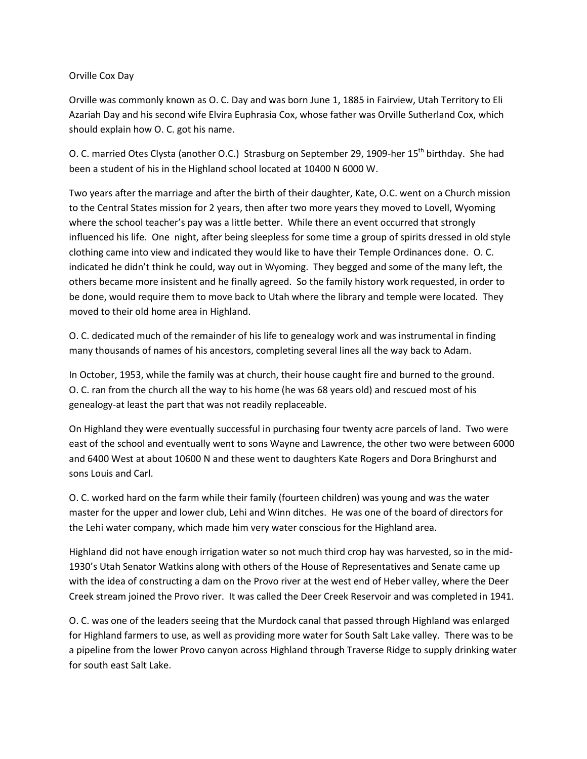# Orville Cox Day

Orville was commonly known as O. C. Day and was born June 1, 1885 in Fairview, Utah Territory to Eli Azariah Day and his second wife Elvira Euphrasia Cox, whose father was Orville Sutherland Cox, which should explain how O. C. got his name.

O. C. married Otes Clysta (another O.C.) Strasburg on September 29, 1909-her 15th birthday. She had been a student of his in the Highland school located at 10400 N 6000 W.

Two years after the marriage and after the birth of their daughter, Kate, O.C. went on a Church mission to the Central States mission for 2 years, then after two more years they moved to Lovell, Wyoming where the school teacher's pay was a little better. While there an event occurred that strongly influenced his life. One night, after being sleepless for some time a group of spirits dressed in old style clothing came into view and indicated they would like to have their Temple Ordinances done. O. C. indicated he didn't think he could, way out in Wyoming. They begged and some of the many left, the others became more insistent and he finally agreed. So the family history work requested, in order to be done, would require them to move back to Utah where the library and temple were located. They moved to their old home area in Highland.

O. C. dedicated much of the remainder of his life to genealogy work and was instrumental in finding many thousands of names of his ancestors, completing several lines all the way back to Adam.

In October, 1953, while the family was at church, their house caught fire and burned to the ground. O. C. ran from the church all the way to his home (he was 68 years old) and rescued most of his genealogy-at least the part that was not readily replaceable.

On Highland they were eventually successful in purchasing four twenty acre parcels of land. Two were east of the school and eventually went to sons Wayne and Lawrence, the other two were between 6000 and 6400 West at about 10600 N and these went to daughters Kate Rogers and Dora Bringhurst and sons Louis and Carl.

O. C. worked hard on the farm while their family (fourteen children) was young and was the water master for the upper and lower club, Lehi and Winn ditches. He was one of the board of directors for the Lehi water company, which made him very water conscious for the Highland area.

Highland did not have enough irrigation water so not much third crop hay was harvested, so in the mid-1930's Utah Senator Watkins along with others of the House of Representatives and Senate came up with the idea of constructing a dam on the Provo river at the west end of Heber valley, where the Deer Creek stream joined the Provo river. It was called the Deer Creek Reservoir and was completed in 1941.

O. C. was one of the leaders seeing that the Murdock canal that passed through Highland was enlarged for Highland farmers to use, as well as providing more water for South Salt Lake valley. There was to be a pipeline from the lower Provo canyon across Highland through Traverse Ridge to supply drinking water for south east Salt Lake.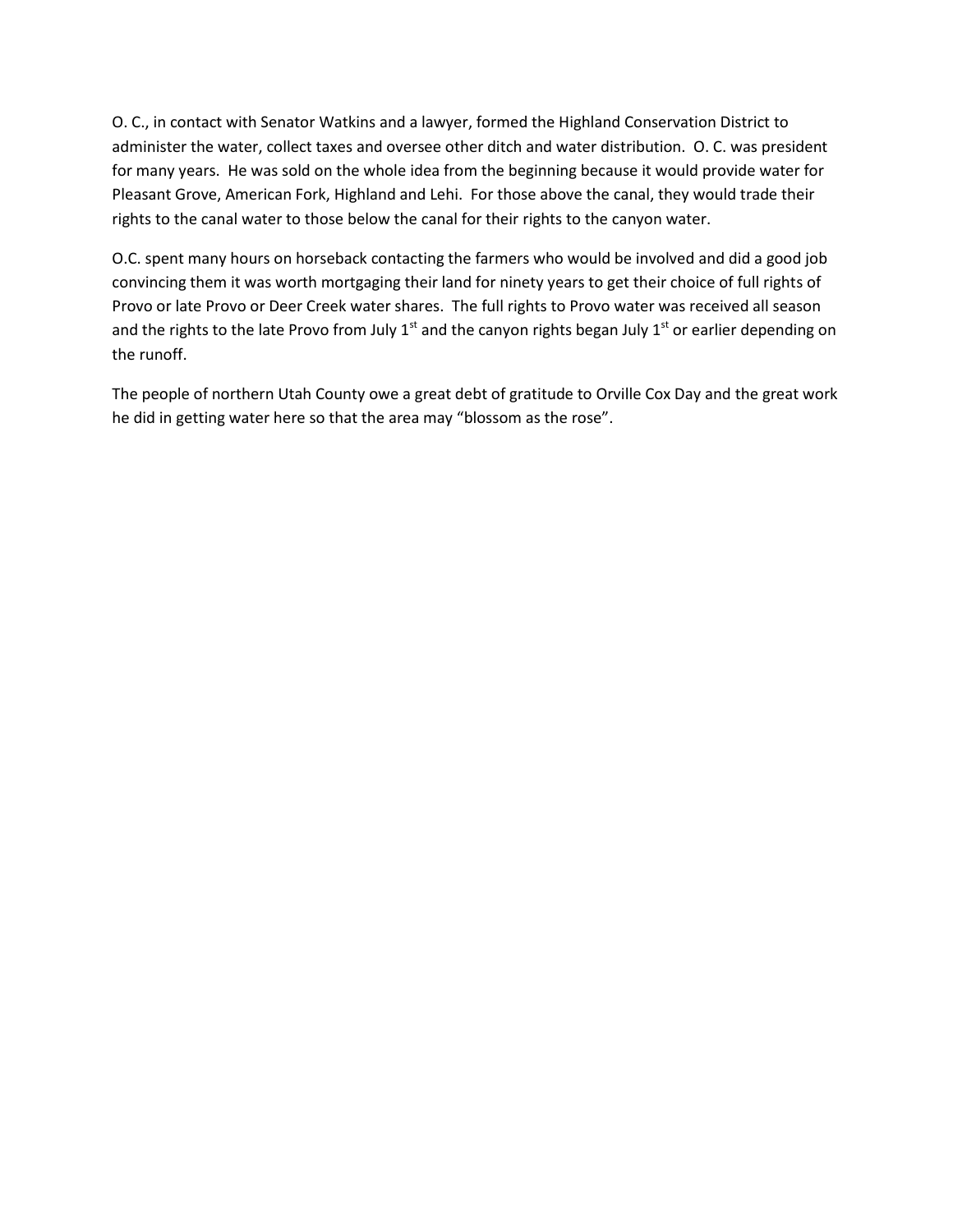O. C., in contact with Senator Watkins and a lawyer, formed the Highland Conservation District to administer the water, collect taxes and oversee other ditch and water distribution. O. C. was president for many years. He was sold on the whole idea from the beginning because it would provide water for Pleasant Grove, American Fork, Highland and Lehi. For those above the canal, they would trade their rights to the canal water to those below the canal for their rights to the canyon water.

O.C. spent many hours on horseback contacting the farmers who would be involved and did a good job convincing them it was worth mortgaging their land for ninety years to get their choice of full rights of Provo or late Provo or Deer Creek water shares. The full rights to Provo water was received all season and the rights to the late Provo from July 1st and the canyon rights began July 1st or earlier depending on the runoff.

The people of northern Utah County owe a great debt of gratitude to Orville Cox Day and the great work he did in getting water here so that the area may "blossom as the rose".